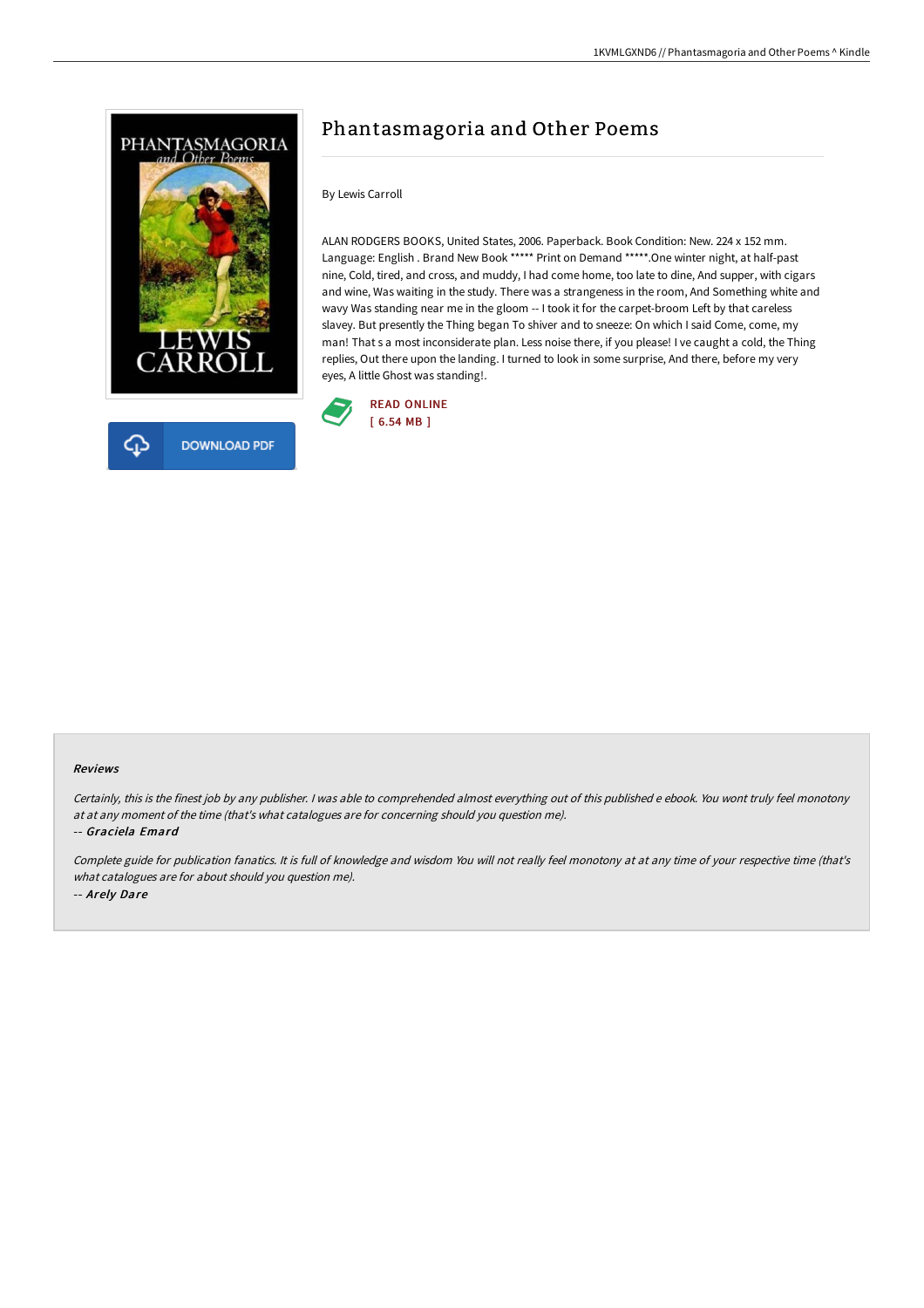# Phantasmagoria and Other Poems

By Lewis Carroll

ALAN RODGERS BOOKS, United States, 2006. Paperback. Book Condition: New. 224 x 152 mm. Language: English . Brand New Book ***** Print on Demand *****.One winter night, at half-past nine, Cold, tired, and cross, and muddy, I had come home, too late to dine, And supper, with cigars and wine, Was waiting in the study. There was a strangeness in the room, And Something white and wavy Was standing near me in the gloom -- I took it for the carpet-broom Left by that careless slavey. But presently the Thing began To shiver and to sneeze: On which I said Come, come, my man! That s a most inconsiderate plan. Less noise there, if you please! I ve caught a cold, the Thing replies, Out there upon the landing. I turned to look in some surprise, And there, before my very eyes, A little Ghost was standing!.

READ ONLINE
[ 6.54 MB ]

DOWNLOAD PDF

### Reviews

*Certainly, this is the finest job by any publisher. I was able to comprehended almost everything out of this published e ebook. You wont truly feel monotony at at any moment of the time (that's what catalogues are for concerning should you question me).*

-- *Graciela Emard*

*Complete guide for publication fanatics. It is full of knowledge and wisdom You will not really feel monotony at at any time of your respective time (that's what catalogues are for about should you question me).*

-- *Arely Dare*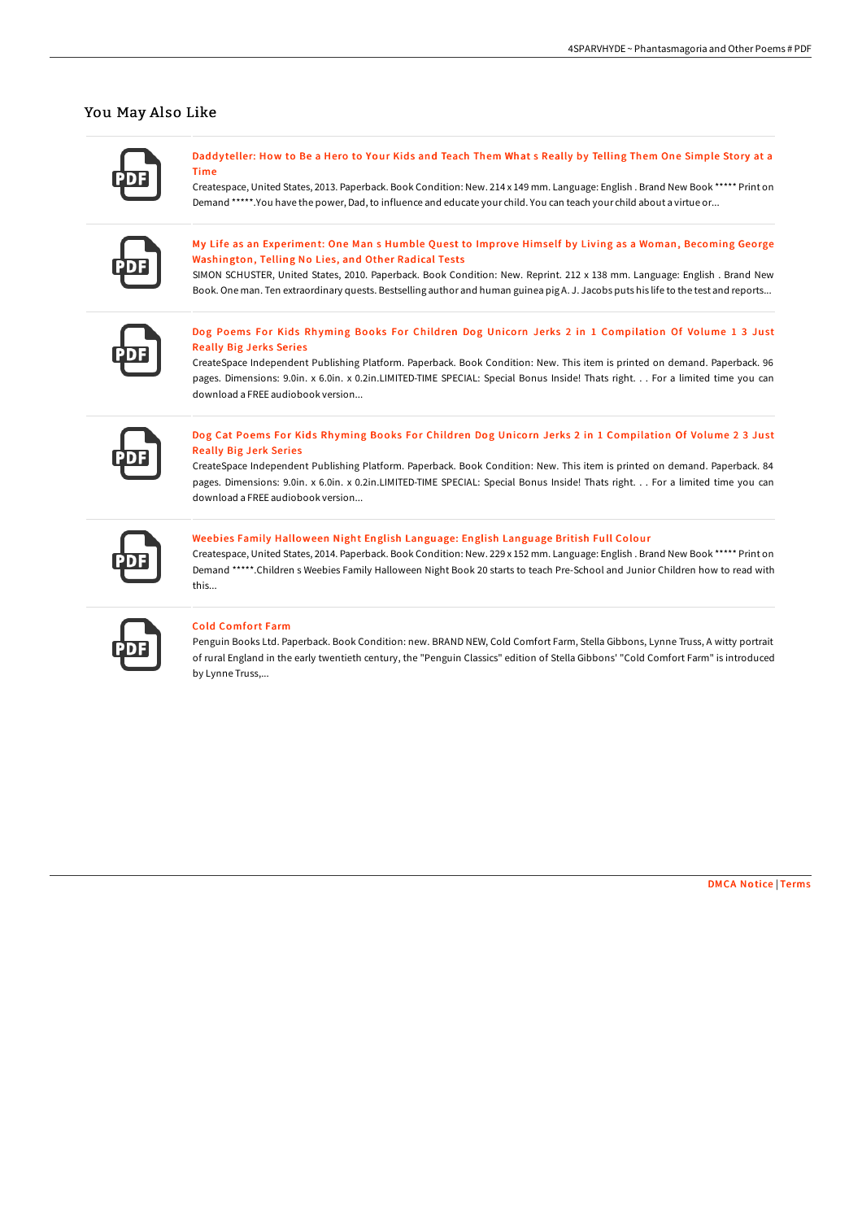## You May Also Like

**Daddyteller: How to Be a Hero to Your Kids and Teach Them What s Really by Telling Them One Simple Story at a Time**

Createspace, United States, 2013. Paperback. Book Condition: New. 214 x 149 mm. Language: English . Brand New Book ***** Print on Demand *****.You have the power, Dad, to influence and educate your child. You can teach your child about a virtue or...

**My Life as an Experiment: One Man s Humble Quest to Improve Himself by Living as a Woman, Becoming George Washington, Telling No Lies, and Other Radical Tests**

SIMON SCHUSTER, United States, 2010. Paperback. Book Condition: New. Reprint. 212 x 138 mm. Language: English . Brand New Book. One man. Ten extraordinary quests. Bestselling author and human guinea pig A. J. Jacobs puts his life to the test and reports...

**Dog Poems For Kids Rhyming Books For Children Dog Unicorn Jerks 2 in 1 Compilation Of Volume 1 3 Just Really Big Jerks Series**

CreateSpace Independent Publishing Platform. Paperback. Book Condition: New. This item is printed on demand. Paperback. 96 pages. Dimensions: 9.0in. x 6.0in. x 0.2in.LIMITED-TIME SPECIAL: Special Bonus Inside! Thats right. . . For a limited time you can download a FREE audiobook version...

**Dog Cat Poems For Kids Rhyming Books For Children Dog Unicorn Jerks 2 in 1 Compilation Of Volume 2 3 Just Really Big Jerk Series**

CreateSpace Independent Publishing Platform. Paperback. Book Condition: New. This item is printed on demand. Paperback. 84 pages. Dimensions: 9.0in. x 6.0in. x 0.2in.LIMITED-TIME SPECIAL: Special Bonus Inside! Thats right. . . For a limited time you can download a FREE audiobook version...

**Weebies Family Halloween Night English Language: English Language British Full Colour**

Createspace, United States, 2014. Paperback. Book Condition: New. 229 x 152 mm. Language: English . Brand New Book ***** Print on Demand *****.Children s Weebies Family Halloween Night Book 20 starts to teach Pre-School and Junior Children how to read with this...

**Cold Comfort Farm**

Penguin Books Ltd. Paperback. Book Condition: new. BRAND NEW, Cold Comfort Farm, Stella Gibbons, Lynne Truss, A witty portrait of rural England in the early twentieth century, the "Penguin Classics" edition of Stella Gibbons' "Cold Comfort Farm" is introduced by Lynne Truss,...

DMCA Notice | Terms